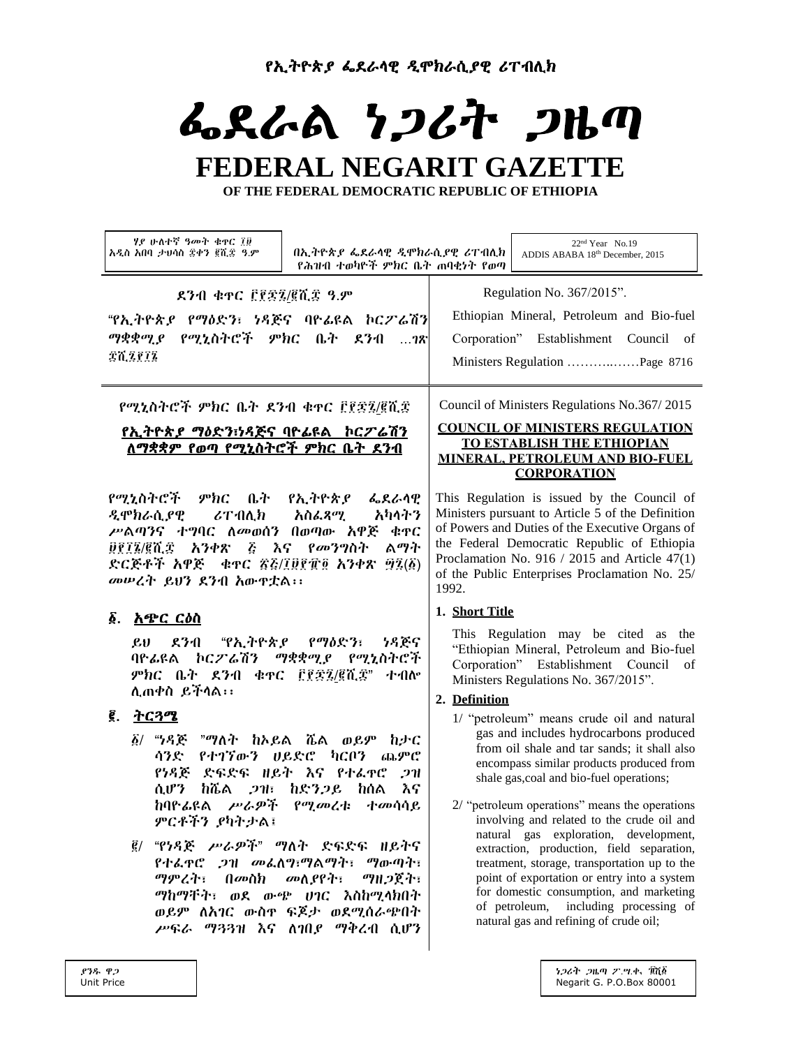# የኢትዮጵያ ፌደራላዊ ዲሞክራሲያዊ ሪፐብሊክ

# ፌደራል ነጋሪት ጋዜጣ

# FEDERAL NEGARIT GAZETTE

**OF THE FEDERAL DEMOCRATIC REPUBLIC OF ETHIOPIA**

ሃያ ሁለተኛ ዓመት ቁጥር ፲፱
አዲስ አበባ ታህሳስ ፰ቀን ፪ሺ፰ ዓ.ም

በኢትዮጵያ ፌደራላዊ ዲሞክራሲያዊ ሪፐብሊክ የሕዝብ ተወካዮች ምክር ቤት ጠባቂነት የወጣ

22nd Year No.19
ADDIS ABABA 18th December, 2015

ደንብ ቁጥር ፫፻፷፯/፪ሺ፰ ዓ.ም

"የኢትዮጵያ የማዕድን፣ ነዳጅና ባዮፌዩል ኮርፖሬሽን ማቋቋሚያ የሚኒስትሮች ምክር ቤት ደንብ ...ገጽ ፰ሺ፯፻፲፮

Regulation No. 367/2015".

Ethiopian Mineral, Petroleum and Bio-fuel Corporation" Establishment Council of Ministers Regulation ……….……Page 8716

የሚኒስትሮች ምክር ቤት ደንብ ቁጥር ፫፻፷፯/፪ሺ፰

**የኢትዮጵያ ማዕድን፣ነዳጅና ባዮፌዩል ኮርፖሬሽን ለማቋቋም የወጣ የሚኒስትሮች ምክር ቤት ደንብ**

የሚኒስትሮች ምክር ቤት የኢትዮጵያ ፌደራላዊ ዲሞክራሲያዊ ሪፐብሊክ አስፈጻሚ አካላትን ሥልጣንና ተግባር ለመወሰን በወጣው አዋጅ ቁጥር ፱፻፲፮/፪ሺ፰ አንቀጽ ፭ እና የመንግስት ልማት ድርጅቶች አዋጅ ቁጥር ፳፭/፲፱፻፹፬ አንቀጽ ፵፯(፩) መሠረት ይህን ደንብ አውጥቷል፡፡

## ፩. አጭር ርዕስ

ይህ ደንብ "የኢትዮጵያ የማዕድን፣ ነዳጅና ባዮፌዩል ኮርፖሬሽን ማቋቋሚያ የሚኒስትሮች ምክር ቤት ደንብ ቁጥር ፫፻፷፯/፪ሺ፰" ተብሎ ሊጠቀስ ይችላል፡፡

## ፪. ትርጓሜ

፩/ "ነዳጅ "ማለት ከኦይል ሼል ወይም ከታር ሳንድ የተገኘውን ሀይድሮ ካርቦን ጨምሮ የነዳጅ ድፍድፍ ዘይት እና የተፈጥሮ ጋዝ ሲሆን ከሼል ጋዝ፣ ከድንጋይ ከሰል እና ከባዮፌዩል ሥራዎች የሚመረቱ ተመሳሳይ ምርቶችን ያካትታል፤

፪/ "የነዳጅ ሥራዎች" ማለት ድፍድፍ ዘይትና የተፈጥሮ ጋዝ መፈለግ፣ማልማት፣ ማውጣት፣ ማምረት፣ በመስክ መለያየት፣ ማዘጋጀት፣ ማከማቸት፣ ወደ ውጭ ሀገር እስከሚላክበት ወይም ለአገር ውስጥ ፍጆታ ወደሚሰራጭበት ሥፍራ ማጓጓዝ እና ለገበያ ማቅረብ ሲሆን

Council of Ministers Regulations No.367/ 2015

**COUNCIL OF MINISTERS REGULATION TO ESTABLISH THE ETHIOPIAN MINERAL, PETROLEUM AND BIO-FUEL CORPORATION**

This Regulation is issued by the Council of Ministers pursuant to Article 5 of the Definition of Powers and Duties of the Executive Organs of the Federal Democratic Republic of Ethiopia Proclamation No. 916 / 2015 and Article 47(1) of the Public Enterprises Proclamation No. 25/ 1992.

## 1. Short Title

This Regulation may be cited as the "Ethiopian Mineral, Petroleum and Bio-fuel Corporation" Establishment Council of Ministers Regulations No. 367/2015".

## 2. Definition

1/ "petroleum" means crude oil and natural gas and includes hydrocarbons produced from oil shale and tar sands; it shall also encompass similar products produced from shale gas,coal and bio-fuel operations;

2/ "petroleum operations" means the operations involving and related to the crude oil and natural gas exploration, development, extraction, production, field separation, treatment, storage, transportation up to the point of exportation or entry into a system for domestic consumption, and marketing of petroleum, including processing of natural gas and refining of crude oil;

ያንዱ ዋጋ
Unit Price

ነጋሪት ጋዜጣ ፖ.ሣ.ቁ. ፹ሺ፩
Negarit G. P.O.Box 80001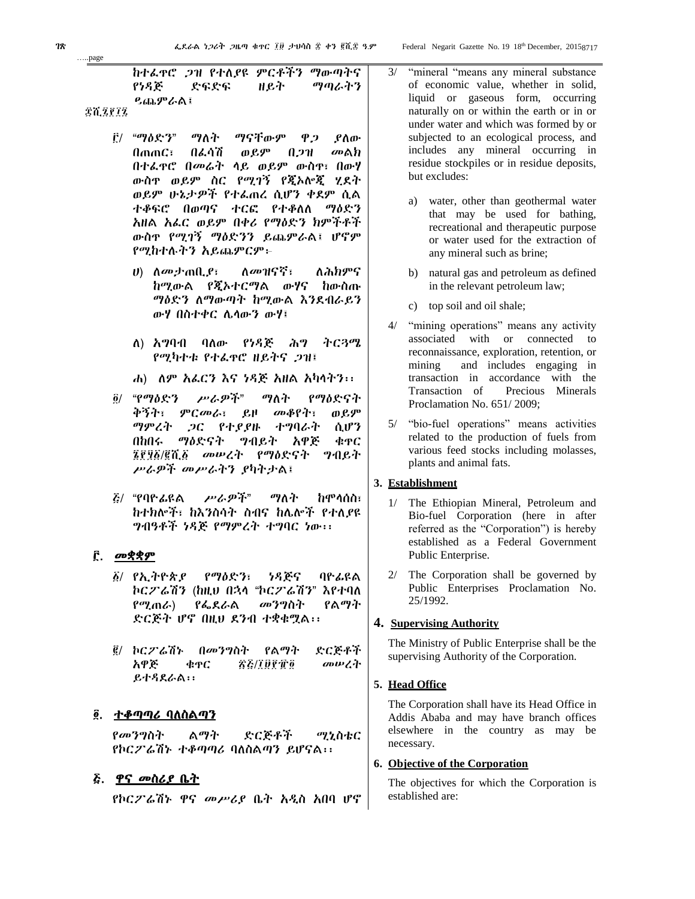ከተፈጥሮ ጋዝ የተለያዩ ምርቶችን ማውጣትና የነዳጅ ድፍድፍ ዘይት ማጣራትን ዒጨምራል፣

፸፫/፲፱፻፲፯

፫/ "ማዕድን" ማለት ማናቸውም ዋጋ ያለው በጠጣር፣ በፈሳሽ ወይም በጋዝ መልክ በተፈጥሮ በመሬት ላይ ወይም ውስጥ፣ በውሃ ውስጥ ወይም ስር የሚገኝ የጂኦሎጂ ሂደት ወይም ሁኔታዎች የተፈጠረ ሲሆን ቀደም ሲል ተቆፍሮ በወጣና ተርፎ የተቀለለ ማዕድን አዘል አፈር ወይም በቀሪ የማዕድን ክምችቶች ውስጥ የሚገኝ ማዕድንን ይጨምራል፣ ሆኖም የሚከተሉትን አይጨምርም፦

ሀ) ለመታጠቢያ፣ ለመዝናኛ፣ ለሕክምና ከሚውል የጂኦተርማል ውሃና ከውስጡ ማዕድን ለማውጣት ከሚውል እንደብራይን ውሃ በስተቀር ሌላውን ውሃ፣

ለ) አግባብ ባለው የነዳጅ ሕግ ትርጓሜ የሚካተቱ የተፈጥሮ ዘይትና ጋዝ፣

ሐ) ለም አፈርን እና ነዳጅ አዘል አካላትን፡፡

፬/ "የማዕድን ሥራዎች" ማለት የማዕድናት ቅኝት፣ ምርመራ፣ ይዞ መቆየት፣ ወይም ማምረት ጋር የተያያዙ ተግባራት ሲሆን በከበሩ ማዕድናት ግብይት አዋጅ ቁጥር ፮፻፶፩/፪ሺ፩ መሠረት የማዕድናት ግብይት ሥራዎች መሥራትን ያካትታል፣

፭/ "የባዮፊዩል ሥራዎች" ማለት ከሞላሰስ፣ ከተክሎች፣ ከእንስሳት ስብና ከሌሎች የተለያዩ ግብዓቶች ነዳጅ የማምረት ተግባር ነው፡፡

## ፫. መቋቋም

፩/ የኢትዮጵያ የማዕድን፣ ነዳጅና ባዮፊዩል ኮርፖሬሽን (ከዚህ በኋላ "ኮርፖሬሽን" እየተባለ የሚጠራ) የፌደራል መንግስት የልማት ድርጅት ሆኖ በዚህ ደንብ ተቋቁሟል፡፡

፪/ ኮርፖሬሽኑ በመንግስት የልማት ድርጅቶች አዋጅ ቁጥር ፳፭/፲፱፻፺፬ መሠረት ይተዳደራል፡፡

## ፬. ተቆጣጣሪ ባለስልጣን

የመንግስት ልማት ድርጅቶች ሚኒስቴር የኮርፖሬሽኑ ተቆጣጣሪ ባለስልጣን ይሆናል፡፡

## ፭. ዋና መስሪያ ቤት

የኮርፖሬሽኑ ዋና መሥሪያ ቤት አዲስ አበባ ሆኖ

3/ "mineral "means any mineral substance of economic value, whether in solid, liquid or gaseous form, occurring naturally on or within the earth or in or under water and which was formed by or subjected to an ecological process, and includes any mineral occurring in residue stockpiles or in residue deposits, but excludes:

a) water, other than geothermal water that may be used for bathing, recreational and therapeutic purpose or water used for the extraction of any mineral such as brine;

b) natural gas and petroleum as defined in the relevant petroleum law;

c) top soil and oil shale;

4/ "mining operations" means any activity associated with or connected to reconnaissance, exploration, retention, or mining and includes engaging in transaction in accordance with the Transaction of Precious Minerals Proclamation No. 651/ 2009;

5/ "bio-fuel operations" means activities related to the production of fuels from various feed stocks including molasses, plants and animal fats.

## 3. Establishment

1/ The Ethiopian Mineral, Petroleum and Bio-fuel Corporation (here in after referred as the "Corporation") is hereby established as a Federal Government Public Enterprise.

2/ The Corporation shall be governed by Public Enterprises Proclamation No. 25/1992.

## 4. Supervising Authority

The Ministry of Public Enterprise shall be the supervising Authority of the Corporation.

## 5. Head Office

The Corporation shall have its Head Office in Addis Ababa and may have branch offices elsewhere in the country as may be necessary.

## 6. Objective of the Corporation

The objectives for which the Corporation is established are: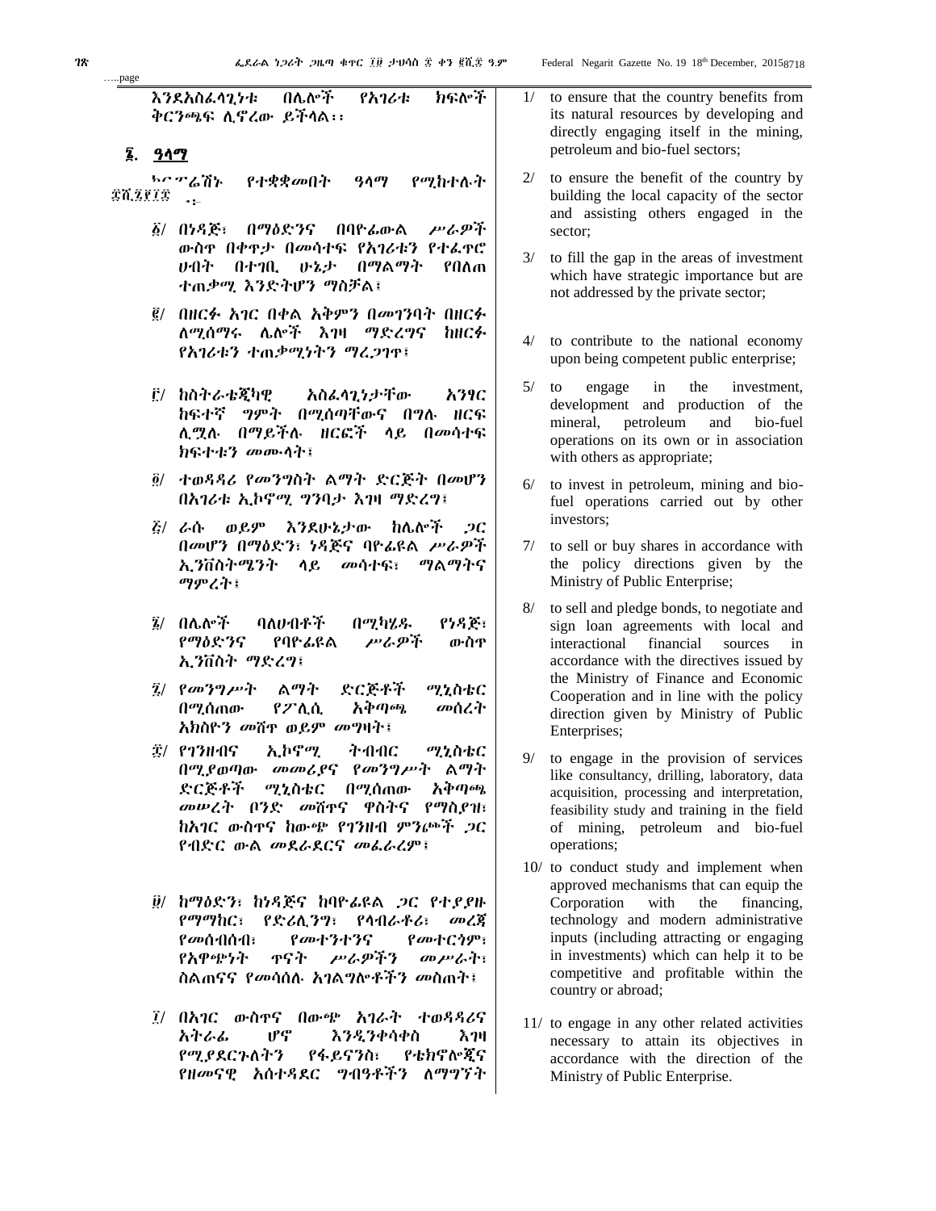…..page

እንደአስፈላጊነቱ በሌሎች የአገሪቱ ክፍሎች ቅርንጫፍ ሊኖረው ይችላል፡፡

## ፯. ዓላማ

ኮርፖሬሽኑ የተቋቋመበት ዓላማ የሚከተሉት ናቸው፡-

፩/ በነዳጅ፣ በማዕድንና በባዮፊውል ሥራዎች ውስጥ በቀጥታ በመሳተፍ የአገሪቱን የተፈጥሮ ሀብት በተገቢ ሁኔታ በማልማት የበለጠ ተጠቃሚ እንድትሆን ማስቻል፣

፪/ በዘርፉ አገር በቀል አቅምን በመገንባት በዘርፉ ለሚሰማሩ ሌሎች እገዛ ማድረግና ከዘርፉ የአገሪቱን ተጠቃሚነትን ማረጋገጥ፣

፫/ ከስትራቴጂካዊ አስፈላጊነታቸው አንፃር ከፍተኛ ግምት በሚሰጣቸውና በግሉ ዘርፍ ሊሟሉ በማይችሉ ዘርፎች ላይ በመሳተፍ ክፍተቱን መሙላት፣

፬/ ተወዳዳሪ የመንግስት ልማት ድርጅት በመሆን በአገሪቱ ኢኮኖሚ ግንባታ እገዛ ማድረግ፣

፭/ ራሱ ወይም እንደሁኔታው ከሌሎች ጋር በመሆን በማዕድን፣ ነዳጅና ባዮፊዩል ሥራዎች ኢንቨስትመንት ላይ መሳተፍ፣ ማልማትና ማምረት፣

፮/ በሌሎች ባለሀብቶች በሚካሄዱ የነዳጅ፣ የማዕድንና የባዮፊዩል ሥራዎች ውስጥ ኢንቨስት ማድረግ፣

፯/ የመንግሥት ልማት ድርጅቶች ሚኒስቴር በሚሰጠው የፖሊሲ አቅጣጫ መሰረት አክስዮን መሸጥ ወይም መግዛት፣

፰/ የገንዘብና ኢኮኖሚ ትብብር ሚኒስቴር በሚያወጣው መመሪያና የመንግሥት ልማት ድርጅቶች ሚኒስቴር በሚሰጠው አቅጣጫ መሠረት ቦንድ መሸጥና ዋስትና የማስያዝ፣ ከአገር ውስጥና ከውጭ የገንዘብ ምንጮች ጋር የብድር ውል መደራደርና መፈራረም፣

፱/ ከማዕድን፣ ከነዳጅና ከባዮፊዩል ጋር የተያያዙ የማማከር፣ የድሪሊንግ፣ የላብራቶሪ፣ መረጃ የመሰብሰብ፣ የመተንተንና የመተርጎም፣ የአዋጭነት ጥናት ሥራዎችን መሥራት፣ ስልጠናና የመሳሰሉ አገልግሎቶችን መስጠት፣

፲/ በአገር ውስጥና በውጭ አገራት ተወዳዳሪና አትራፊ ሆኖ እንዲንቀሳቀስ እገዛ የሚያደርጉለትን የፋይናንስ፣ የቴክኖሎጂና የዘመናዊ አስተዳደር ግብዓቶችን ለማግኘት

1/ to ensure that the country benefits from its natural resources by developing and directly engaging itself in the mining, petroleum and bio-fuel sectors;

2/ to ensure the benefit of the country by building the local capacity of the sector and assisting others engaged in the sector;

3/ to fill the gap in the areas of investment which have strategic importance but are not addressed by the private sector;

4/ to contribute to the national economy upon being competent public enterprise;

5/ to engage in the investment, development and production of the mineral, petroleum and bio-fuel operations on its own or in association with others as appropriate;

6/ to invest in petroleum, mining and bio-fuel operations carried out by other investors;

7/ to sell or buy shares in accordance with the policy directions given by the Ministry of Public Enterprise;

8/ to sell and pledge bonds, to negotiate and sign loan agreements with local and interactional financial sources in accordance with the directives issued by the Ministry of Finance and Economic Cooperation and in line with the policy direction given by Ministry of Public Enterprises;

9/ to engage in the provision of services like consultancy, drilling, laboratory, data acquisition, processing and interpretation, feasibility study and training in the field of mining, petroleum and bio-fuel operations;

10/ to conduct study and implement when approved mechanisms that can equip the Corporation with the financing, technology and modern administrative inputs (including attracting or engaging in investments) which can help it to be competitive and profitable within the country or abroad;

11/ to engage in any other related activities necessary to attain its objectives in accordance with the direction of the Ministry of Public Enterprise.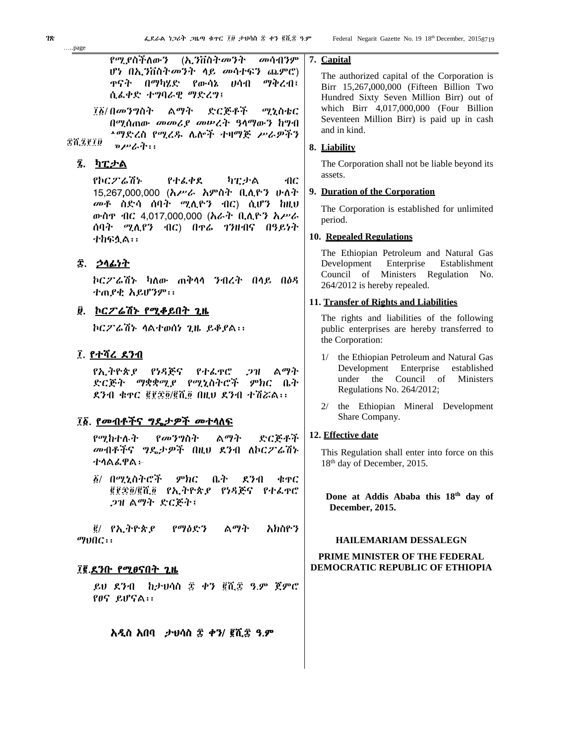የሚያስችለውን (ኢንቨስትመንት መሳብንም ሆነ በኢንቨስትመንት ላይ መሳተፍን ጨምሮ) ጥናት በማካሄድ የውሳኔ ሀሳብ ማቅረብ፣ ሲፈቀድ ተግባራዊ ማድረግ፣

፲፩/ በመንግስት ልማት ድርጅቶች ሚኒስቴር በሚሰጠው መመሪያ መሠረት ዓላማውን ከግብ ለማድረስ የሚረዱ ሌሎች ተዛማጅ ሥራዎችን ማሥራት፡፡

## ፯. ካፒታል

የኮርፖሬሽኑ የተፈቀደ ካፒታል ብር 15,267,000,000 (አሥራ አምስት ቢሊዮን ሁለት መቶ ስድሳ ሰባት ሚሊዮን ብር) ሲሆን ከዚህ ውስጥ ብር 4,017,000,000 (አራት ቢሊዮን አሥራ ሰባት ሚሊየን ብር) በጥሬ ገንዘብና በዓይነት ተከፍሏል፡፡

## ፰. ኃላፊነት

ኮርፖሬሽኑ ካለው ጠቅላላ ንብረት በላይ በዕዳ ተጠያቂ አይሆንም፡፡

## ፱. ኮርፖሬሽኑ የሚቆይበት ጊዜ

ኮርፖሬሽኑ ላልተወሰነ ጊዜ ይቆያል፡፡

## ፲. የተሻረ ደንብ

የኢትዮጵያ የነዳጅና የተፈጥሮ ጋዝ ልማት ድርጅት ማቋቋሚያ የሚኒስትሮች ምክር ቤት ደንብ ቁጥር ፪፻፷፬/፪ሺ፬ በዚህ ደንብ ተሽሯል፡፡

## ፲፩. የመብቶችና ግዴታዎች መተላለፍ

የሚከተሉት የመንግስት ልማት ድርጅቶች መብቶችና ግዴታዎች በዚህ ደንብ ለኮርፖሬሽኑ ተላልፈዋል፦

፩/ በሚኒስትሮች ምክር ቤት ደንብ ቁጥር ፪፻፷፬/፪ሺ፬ የኢትዮጵያ የነዳጅና የተፈጥሮ ጋዝ ልማት ድርጅት፣

፪/ የኢትዮጵያ የማዕድን ልማት አክስዮን ማህበር፡፡

## ፲፪. ደንቡ የሚፀናበት ጊዜ

ይህ ደንብ ከታህሳስ ፰ ቀን ፪ሺ፰ ዓ.ም ጀምሮ የፀና ይሆናል፡፡

**አዲስ አበባ ታህሳስ ፰ ቀን/ ፪ሺ፰ ዓ.ም**

## 7. Capital

The authorized capital of the Corporation is Birr 15,267,000,000 (Fifteen Billion Two Hundred Sixty Seven Million Birr) out of which Birr 4,017,000,000 (Four Billion Seventeen Million Birr) is paid up in cash and in kind.

## 8. Liability

The Corporation shall not be liable beyond its assets.

## 9. Duration of the Corporation

The Corporation is established for unlimited period.

## 10. Repealed Regulations

The Ethiopian Petroleum and Natural Gas Development Enterprise Establishment Council of Ministers Regulation No. 264/2012 is hereby repealed.

## 11. Transfer of Rights and Liabilities

The rights and liabilities of the following public enterprises are hereby transferred to the Corporation:

1/ the Ethiopian Petroleum and Natural Gas Development Enterprise established under the Council of Ministers Regulations No. 264/2012;

2/ the Ethiopian Mineral Development Share Company.

## 12. Effective date

This Regulation shall enter into force on this 18th day of December, 2015.

**Done at Addis Ababa this 18th day of December, 2015.**

**HAILEMARIAM DESSALEGN**

**PRIME MINISTER OF THE FEDERAL DEMOCRATIC REPUBLIC OF ETHIOPIA**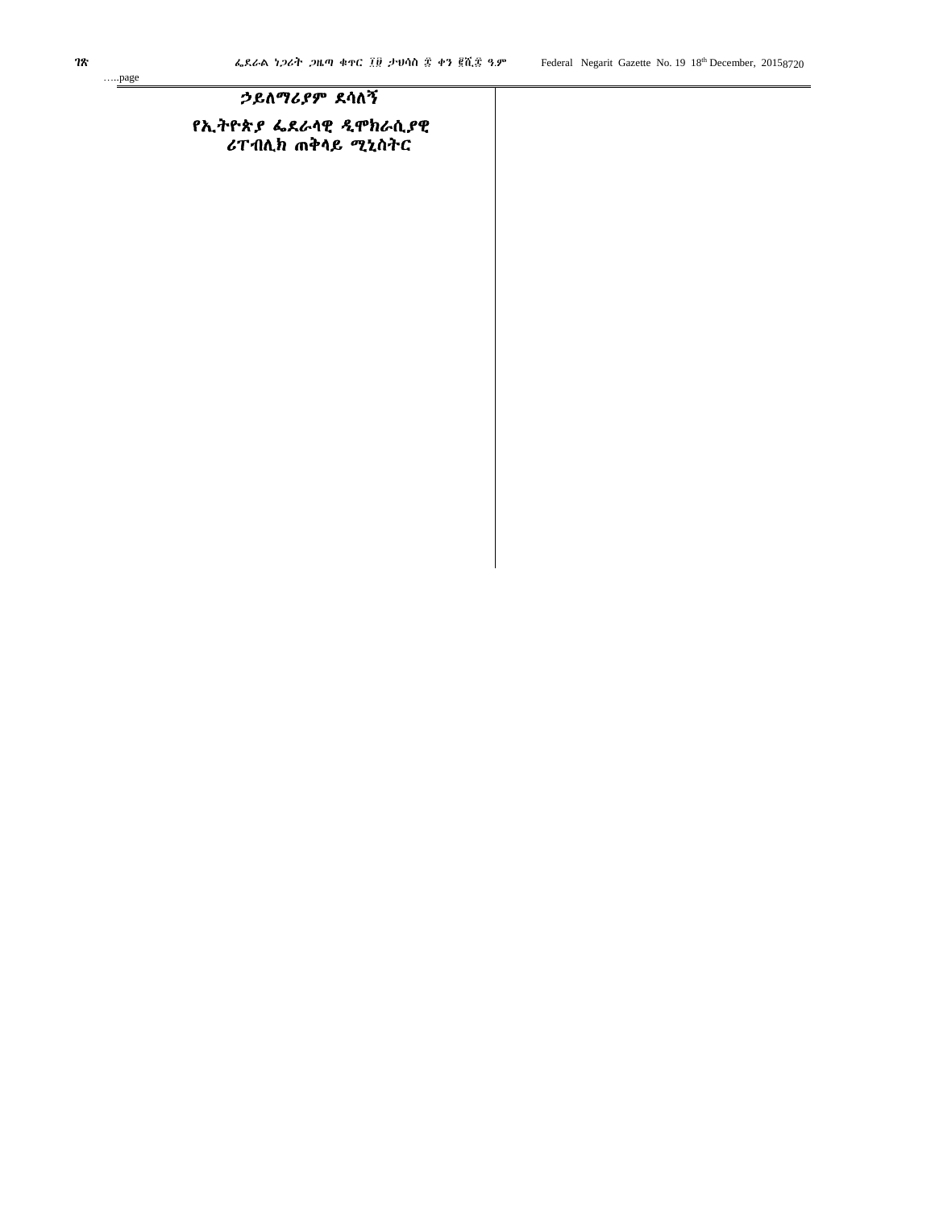ኃይለማሪያም ደሳለኝ

የኢትዮጵያ ፌደራላዊ ዲሞክራሲያዊ ሪፐብሊክ ጠቅላይ ሚኒስትር